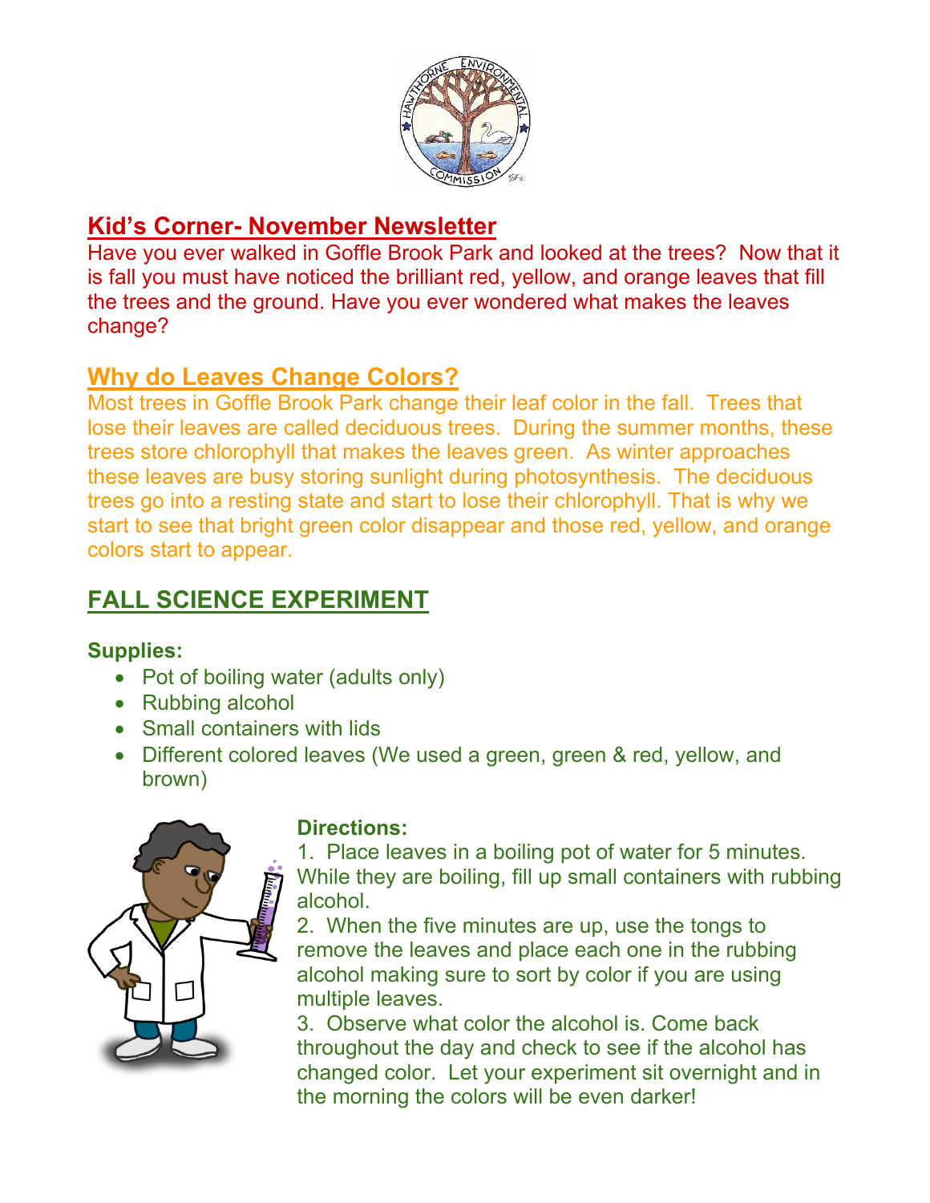## Kid's Corner- November Newsletter

Have you ever walked in Goffle Brook Park and looked at the trees? Now that it is fall you must have noticed the brilliant red, yellow, and orange leaves that fill the trees and the ground. Have you ever wondered what makes the leaves change?

## Why do Leaves Change Colors?

Most trees in Goffle Brook Park change their leaf color in the fall. Trees that lose their leaves are called deciduous trees. During the summer months, these trees store chlorophyll that makes the leaves green. As winter approaches these leaves are busy storing sunlight during photosynthesis. The deciduous trees go into a resting state and start to lose their chlorophyll. That is why we start to see that bright green color disappear and those red, yellow, and orange colors start to appear.

## FALL SCIENCE EXPERIMENT

**Supplies:**

- Pot of boiling water (adults only)
- Rubbing alcohol
- Small containers with lids
- Different colored leaves (We used a green, green & red, yellow, and brown)

**Directions:**

1. Place leaves in a boiling pot of water for 5 minutes. While they are boiling, fill up small containers with rubbing alcohol.
2. When the five minutes are up, use the tongs to remove the leaves and place each one in the rubbing alcohol making sure to sort by color if you are using multiple leaves.
3. Observe what color the alcohol is. Come back throughout the day and check to see if the alcohol has changed color. Let your experiment sit overnight and in the morning the colors will be even darker!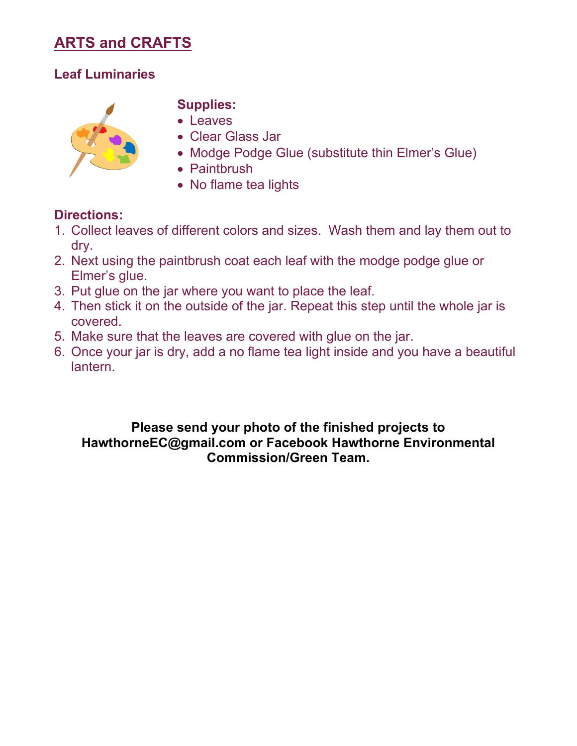## ARTS and CRAFTS

### Leaf Luminaries

**Supplies:**
- Leaves
- Clear Glass Jar
- Modge Podge Glue (substitute thin Elmer's Glue)
- Paintbrush
- No flame tea lights

**Directions:**
1. Collect leaves of different colors and sizes. Wash them and lay them out to dry.
2. Next using the paintbrush coat each leaf with the modge podge glue or Elmer's glue.
3. Put glue on the jar where you want to place the leaf.
4. Then stick it on the outside of the jar. Repeat this step until the whole jar is covered.
5. Make sure that the leaves are covered with glue on the jar.
6. Once your jar is dry, add a no flame tea light inside and you have a beautiful lantern.

**Please send your photo of the finished projects to HawthorneEC@gmail.com or Facebook Hawthorne Environmental Commission/Green Team.**